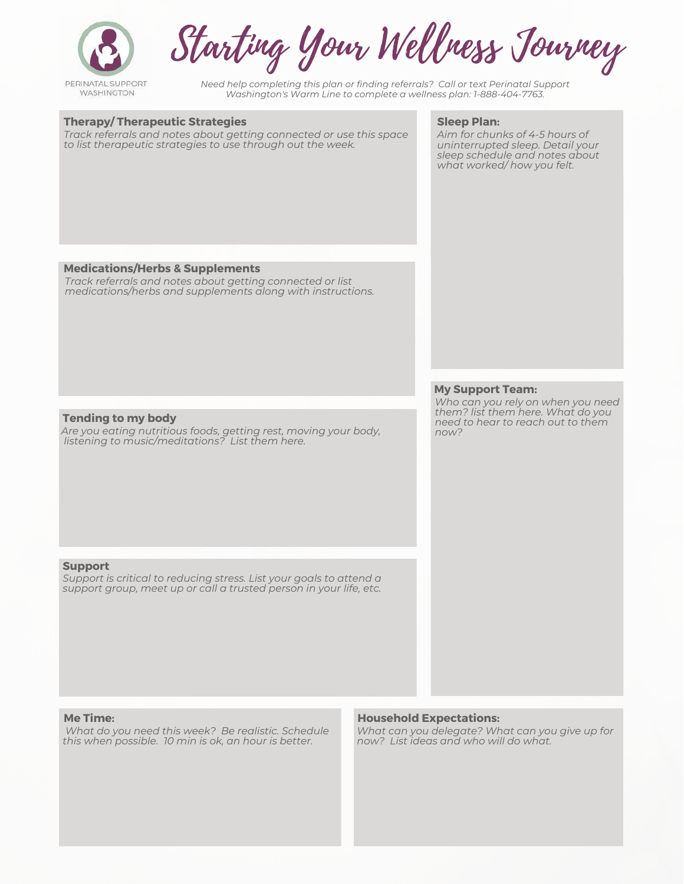PERINATAL SUPPORT WASHINGTON

# Starting Your Wellness Journey

*Need help completing this plan or finding referrals? Call or text Perinatal Support Washington's Warm Line to complete a wellness plan: 1-888-404-7763.*

## Therapy/ Therapeutic Strategies

*Track referrals and notes about getting connected or use this space to list therapeutic strategies to use through out the week.*

## Medications/Herbs & Supplements

*Track referrals and notes about getting connected or list medications/herbs and supplements along with instructions.*

## Tending to my body

*Are you eating nutritious foods, getting rest, moving your body, listening to music/meditations? List them here.*

## Support

*Support is critical to reducing stress. List your goals to attend a support group, meet up or call a trusted person in your life, etc.*

## Sleep Plan:

*Aim for chunks of 4-5 hours of uninterrupted sleep. Detail your sleep schedule and notes about what worked/ how you felt.*

## My Support Team:

*Who can you rely on when you need them? list them here. What do you need to hear to reach out to them now?*

## Me Time:

*What do you need this week? Be realistic. Schedule this when possible. 10 min is ok, an hour is better.*

## Household Expectations:

*What can you delegate? What can you give up for now? List ideas and who will do what.*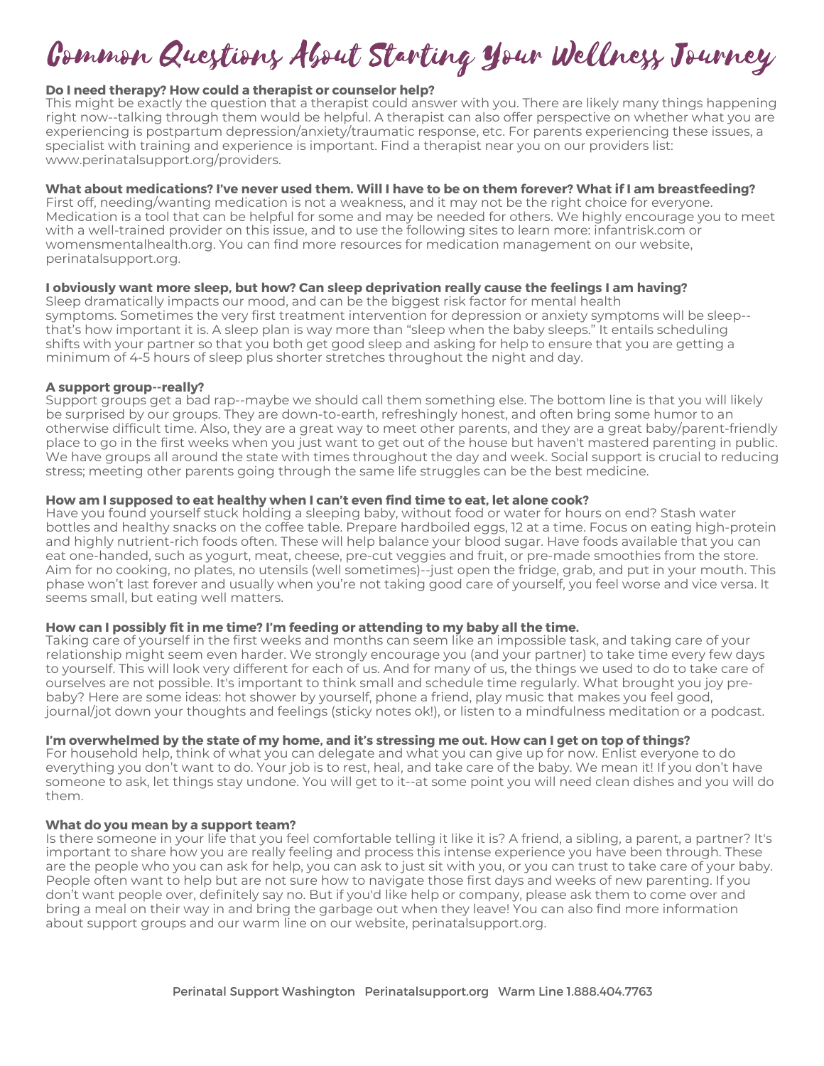# Common Questions About Starting Your Wellness Journey

**Do I need therapy? How could a therapist or counselor help?**
This might be exactly the question that a therapist could answer with you. There are likely many things happening right now--talking through them would be helpful. A therapist can also offer perspective on whether what you are experiencing is postpartum depression/anxiety/traumatic response, etc. For parents experiencing these issues, a specialist with training and experience is important. Find a therapist near you on our providers list: www.perinatalsupport.org/providers.

**What about medications? I've never used them. Will I have to be on them forever? What if I am breastfeeding?**
First off, needing/wanting medication is not a weakness, and it may not be the right choice for everyone. Medication is a tool that can be helpful for some and may be needed for others. We highly encourage you to meet with a well-trained provider on this issue, and to use the following sites to learn more: infantrisk.com or womensmentalhealth.org. You can find more resources for medication management on our website, perinatalsupport.org.

**I obviously want more sleep, but how? Can sleep deprivation really cause the feelings I am having?**
Sleep dramatically impacts our mood, and can be the biggest risk factor for mental health symptoms. Sometimes the very first treatment intervention for depression or anxiety symptoms will be sleep--that's how important it is. A sleep plan is way more than "sleep when the baby sleeps." It entails scheduling shifts with your partner so that you both get good sleep and asking for help to ensure that you are getting a minimum of 4-5 hours of sleep plus shorter stretches throughout the night and day.

**A support group--really?**
Support groups get a bad rap--maybe we should call them something else. The bottom line is that you will likely be surprised by our groups. They are down-to-earth, refreshingly honest, and often bring some humor to an otherwise difficult time. Also, they are a great way to meet other parents, and they are a great baby/parent-friendly place to go in the first weeks when you just want to get out of the house but haven't mastered parenting in public. We have groups all around the state with times throughout the day and week. Social support is crucial to reducing stress; meeting other parents going through the same life struggles can be the best medicine.

**How am I supposed to eat healthy when I can't even find time to eat, let alone cook?**
Have you found yourself stuck holding a sleeping baby, without food or water for hours on end? Stash water bottles and healthy snacks on the coffee table. Prepare hardboiled eggs, 12 at a time. Focus on eating high-protein and highly nutrient-rich foods often. These will help balance your blood sugar. Have foods available that you can eat one-handed, such as yogurt, meat, cheese, pre-cut veggies and fruit, or pre-made smoothies from the store. Aim for no cooking, no plates, no utensils (well sometimes)--just open the fridge, grab, and put in your mouth. This phase won't last forever and usually when you're not taking good care of yourself, you feel worse and vice versa. It seems small, but eating well matters.

**How can I possibly fit in me time? I'm feeding or attending to my baby all the time.**
Taking care of yourself in the first weeks and months can seem like an impossible task, and taking care of your relationship might seem even harder. We strongly encourage you (and your partner) to take time every few days to yourself. This will look very different for each of us. And for many of us, the things we used to do to take care of ourselves are not possible. It's important to think small and schedule time regularly. What brought you joy pre-baby? Here are some ideas: hot shower by yourself, phone a friend, play music that makes you feel good, journal/jot down your thoughts and feelings (sticky notes ok!), or listen to a mindfulness meditation or a podcast.

**I'm overwhelmed by the state of my home, and it's stressing me out. How can I get on top of things?**
For household help, think of what you can delegate and what you can give up for now. Enlist everyone to do everything you don't want to do. Your job is to rest, heal, and take care of the baby. We mean it! If you don't have someone to ask, let things stay undone. You will get to it--at some point you will need clean dishes and you will do them.

**What do you mean by a support team?**
Is there someone in your life that you feel comfortable telling it like it is? A friend, a sibling, a parent, a partner? It's important to share how you are really feeling and process this intense experience you have been through. These are the people who you can ask for help, you can ask to just sit with you, or you can trust to take care of your baby. People often want to help but are not sure how to navigate those first days and weeks of new parenting. If you don't want people over, definitely say no. But if you'd like help or company, please ask them to come over and bring a meal on their way in and bring the garbage out when they leave! You can also find more information about support groups and our warm line on our website, perinatalsupport.org.

Perinatal Support Washington   Perinatalsupport.org   Warm Line 1.888.404.7763